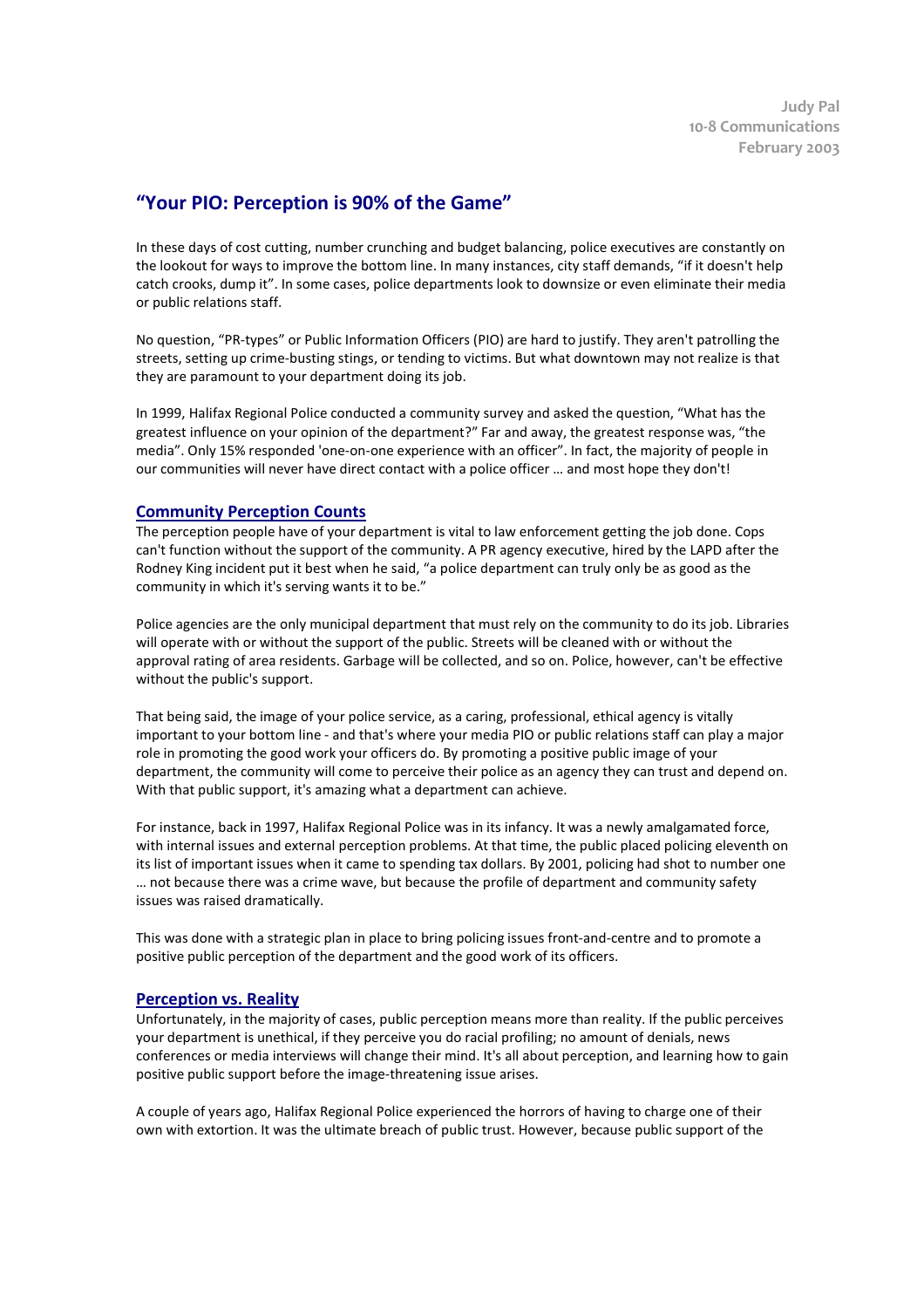Judy Pal
10-8 Communications
February 2003

# "Your PIO: Perception is 90% of the Game"

In these days of cost cutting, number crunching and budget balancing, police executives are constantly on the lookout for ways to improve the bottom line. In many instances, city staff demands, "if it doesn't help catch crooks, dump it". In some cases, police departments look to downsize or even eliminate their media or public relations staff.

No question, "PR-types" or Public Information Officers (PIO) are hard to justify. They aren't patrolling the streets, setting up crime-busting stings, or tending to victims. But what downtown may not realize is that they are paramount to your department doing its job.

In 1999, Halifax Regional Police conducted a community survey and asked the question, "What has the greatest influence on your opinion of the department?" Far and away, the greatest response was, "the media". Only 15% responded 'one-on-one experience with an officer". In fact, the majority of people in our communities will never have direct contact with a police officer … and most hope they don't!

## Community Perception Counts

The perception people have of your department is vital to law enforcement getting the job done. Cops can't function without the support of the community. A PR agency executive, hired by the LAPD after the Rodney King incident put it best when he said, "a police department can truly only be as good as the community in which it's serving wants it to be."

Police agencies are the only municipal department that must rely on the community to do its job. Libraries will operate with or without the support of the public. Streets will be cleaned with or without the approval rating of area residents. Garbage will be collected, and so on. Police, however, can't be effective without the public's support.

That being said, the image of your police service, as a caring, professional, ethical agency is vitally important to your bottom line - and that's where your media PIO or public relations staff can play a major role in promoting the good work your officers do. By promoting a positive public image of your department, the community will come to perceive their police as an agency they can trust and depend on. With that public support, it's amazing what a department can achieve.

For instance, back in 1997, Halifax Regional Police was in its infancy. It was a newly amalgamated force, with internal issues and external perception problems. At that time, the public placed policing eleventh on its list of important issues when it came to spending tax dollars. By 2001, policing had shot to number one … not because there was a crime wave, but because the profile of department and community safety issues was raised dramatically.

This was done with a strategic plan in place to bring policing issues front-and-centre and to promote a positive public perception of the department and the good work of its officers.

## Perception vs. Reality

Unfortunately, in the majority of cases, public perception means more than reality. If the public perceives your department is unethical, if they perceive you do racial profiling; no amount of denials, news conferences or media interviews will change their mind. It's all about perception, and learning how to gain positive public support before the image-threatening issue arises.

A couple of years ago, Halifax Regional Police experienced the horrors of having to charge one of their own with extortion. It was the ultimate breach of public trust. However, because public support of the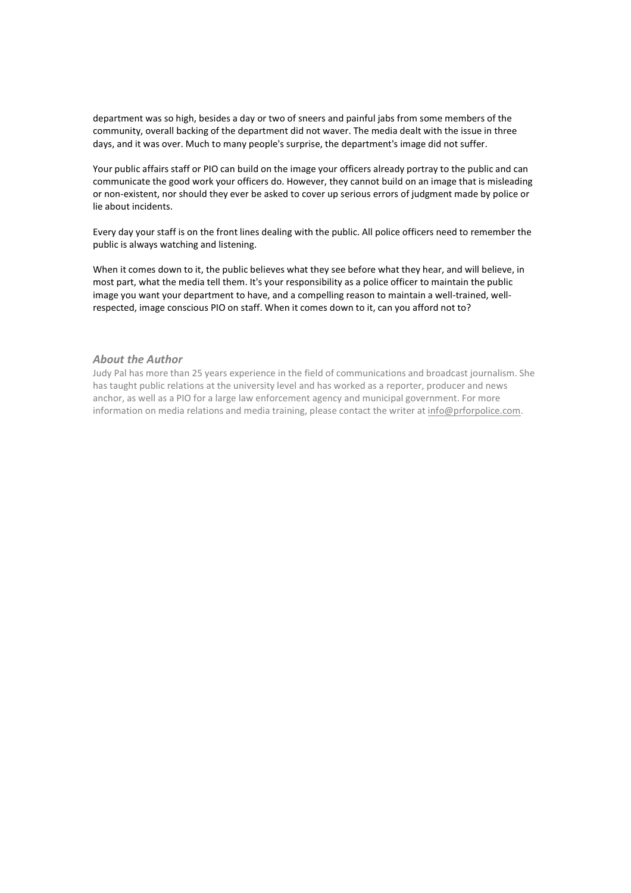department was so high, besides a day or two of sneers and painful jabs from some members of the community, overall backing of the department did not waver. The media dealt with the issue in three days, and it was over. Much to many people's surprise, the department's image did not suffer.

Your public affairs staff or PIO can build on the image your officers already portray to the public and can communicate the good work your officers do. However, they cannot build on an image that is misleading or non-existent, nor should they ever be asked to cover up serious errors of judgment made by police or lie about incidents.

Every day your staff is on the front lines dealing with the public. All police officers need to remember the public is always watching and listening.

When it comes down to it, the public believes what they see before what they hear, and will believe, in most part, what the media tell them. It's your responsibility as a police officer to maintain the public image you want your department to have, and a compelling reason to maintain a well-trained, well-respected, image conscious PIO on staff. When it comes down to it, can you afford not to?

### *About the Author*

Judy Pal has more than 25 years experience in the field of communications and broadcast journalism. She has taught public relations at the university level and has worked as a reporter, producer and news anchor, as well as a PIO for a large law enforcement agency and municipal government. For more information on media relations and media training, please contact the writer at info@prforpolice.com.